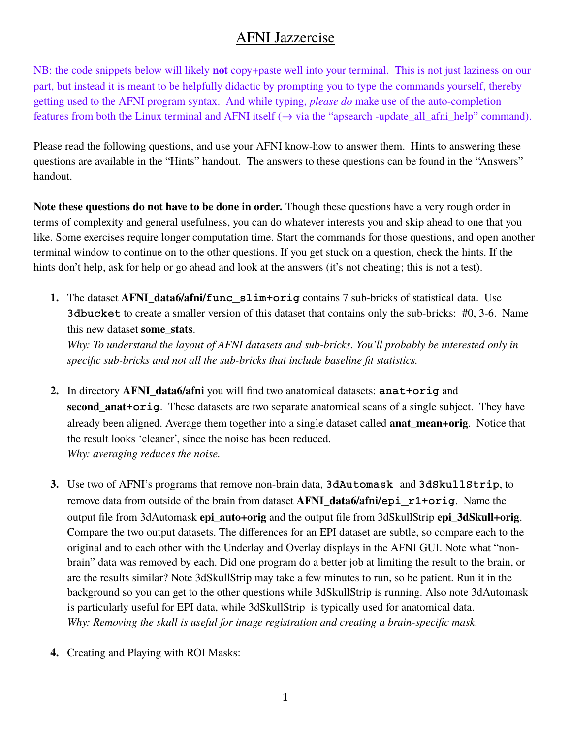# AFNI Jazzercise

NB: the code snippets below will likely **not** copy+paste well into your terminal. This is not just laziness on our part, but instead it is meant to be helpfully didactic by prompting you to type the commands yourself, thereby getting used to the AFNI program syntax. And while typing, *please do* make use of the auto-completion features from both the Linux terminal and AFNI itself (→ via the "apsearch -update_all_afni_help" command).

Please read the following questions, and use your AFNI know-how to answer them. Hints to answering these questions are available in the "Hints" handout. The answers to these questions can be found in the "Answers" handout.

**Note these questions do not have to be done in order.** Though these questions have a very rough order in terms of complexity and general usefulness, you can do whatever interests you and skip ahead to one that you like. Some exercises require longer computation time. Start the commands for those questions, and open another terminal window to continue on to the other questions. If you get stuck on a question, check the hints. If the hints don't help, ask for help or go ahead and look at the answers (it's not cheating; this is not a test).

1. The dataset **AFNI_data6/afni/`func_slim+orig`** contains 7 sub-bricks of statistical data. Use `3dbucket` to create a smaller version of this dataset that contains only the sub-bricks: #0, 3-6. Name this new dataset **some_stats**.
   *Why: To understand the layout of AFNI datasets and sub-bricks. You'll probably be interested only in specific sub-bricks and not all the sub-bricks that include baseline fit statistics.*

2. In directory **AFNI_data6/afni** you will find two anatomical datasets: `anat+orig` and **`second_anat+orig`**. These datasets are two separate anatomical scans of a single subject. They have already been aligned. Average them together into a single dataset called **anat_mean+orig**. Notice that the result looks 'cleaner', since the noise has been reduced.
   *Why: averaging reduces the noise.*

3. Use two of AFNI's programs that remove non-brain data, `3dAutomask` and `3dSkullStrip`, to remove data from outside of the brain from dataset **AFNI_data6/afni/`epi_r1+orig`**. Name the output file from 3dAutomask **epi_auto+orig** and the output file from 3dSkullStrip **epi_3dSkull+orig**. Compare the two output datasets. The differences for an EPI dataset are subtle, so compare each to the original and to each other with the Underlay and Overlay displays in the AFNI GUI. Note what "non-brain" data was removed by each. Did one program do a better job at limiting the result to the brain, or are the results similar? Note 3dSkullStrip may take a few minutes to run, so be patient. Run it in the background so you can get to the other questions while 3dSkullStrip is running. Also note 3dAutomask is particularly useful for EPI data, while 3dSkullStrip is typically used for anatomical data.
   *Why: Removing the skull is useful for image registration and creating a brain-specific mask.*

4. Creating and Playing with ROI Masks: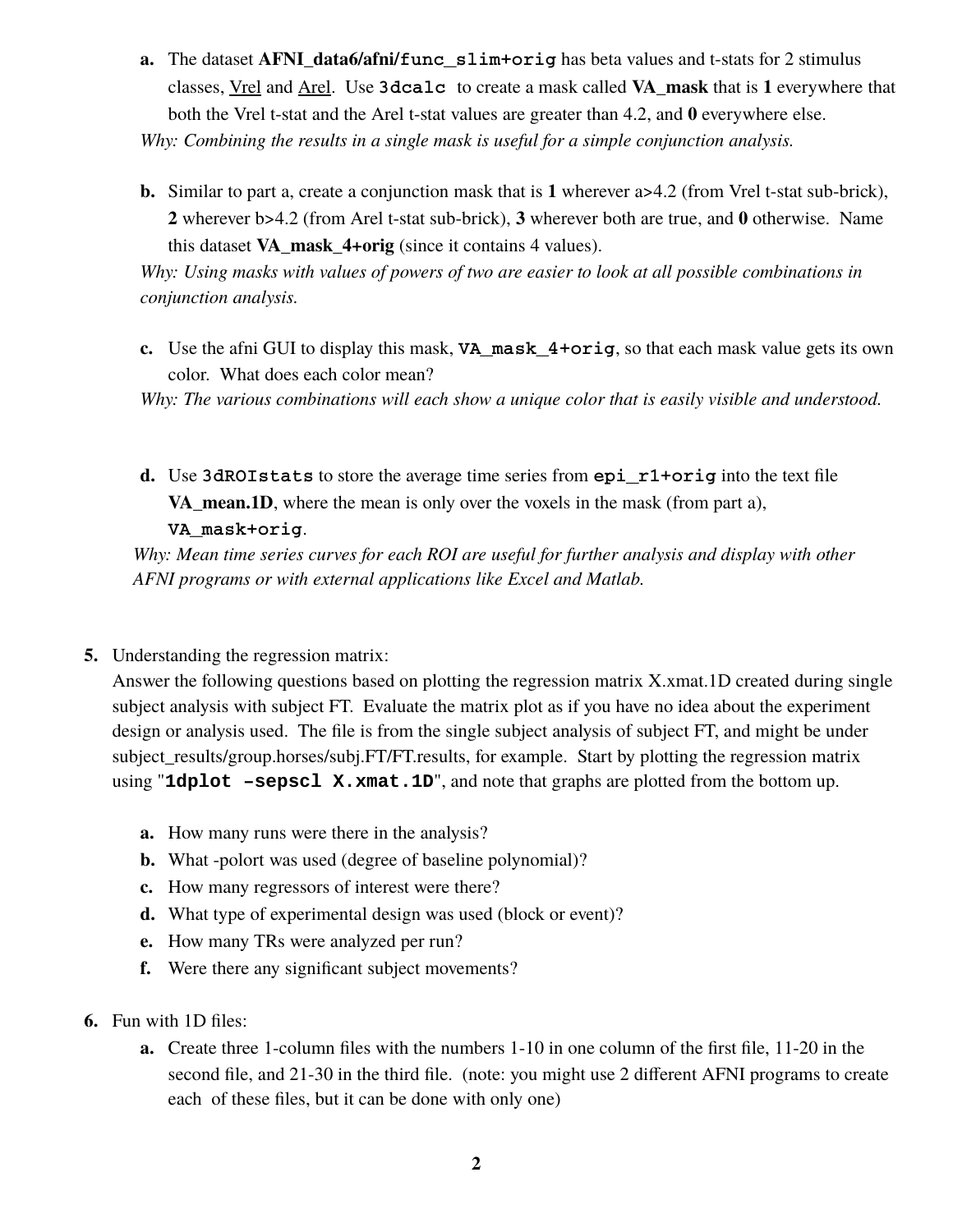a. The dataset **AFNI_data6/afni/func_slim+orig** has beta values and t-stats for 2 stimulus classes, Vrel and Arel. Use `3dcalc` to create a mask called **VA_mask** that is **1** everywhere that both the Vrel t-stat and the Arel t-stat values are greater than 4.2, and **0** everywhere else.
*Why: Combining the results in a single mask is useful for a simple conjunction analysis.*

b. Similar to part a, create a conjunction mask that is **1** wherever a>4.2 (from Vrel t-stat sub-brick), **2** wherever b>4.2 (from Arel t-stat sub-brick), **3** wherever both are true, and **0** otherwise. Name this dataset **VA_mask_4+orig** (since it contains 4 values).
*Why: Using masks with values of powers of two are easier to look at all possible combinations in conjunction analysis.*

c. Use the afni GUI to display this mask, `VA_mask_4+orig`, so that each mask value gets its own color. What does each color mean?
*Why: The various combinations will each show a unique color that is easily visible and understood.*

d. Use `3dROIstats` to store the average time series from `epi_r1+orig` into the text file **VA_mean.1D**, where the mean is only over the voxels in the mask (from part a), `VA_mask+orig`.
*Why: Mean time series curves for each ROI are useful for further analysis and display with other AFNI programs or with external applications like Excel and Matlab.*

5. Understanding the regression matrix:
Answer the following questions based on plotting the regression matrix X.xmat.1D created during single subject analysis with subject FT. Evaluate the matrix plot as if you have no idea about the experiment design or analysis used. The file is from the single subject analysis of subject FT, and might be under subject_results/group.horses/subj.FT/FT.results, for example. Start by plotting the regression matrix using "**`1dplot –sepscl X.xmat.1D`**", and note that graphs are plotted from the bottom up.

   a. How many runs were there in the analysis?
   b. What -polort was used (degree of baseline polynomial)?
   c. How many regressors of interest were there?
   d. What type of experimental design was used (block or event)?
   e. How many TRs were analyzed per run?
   f. Were there any significant subject movements?

6. Fun with 1D files:

   a. Create three 1-column files with the numbers 1-10 in one column of the first file, 11-20 in the second file, and 21-30 in the third file. (note: you might use 2 different AFNI programs to create each of these files, but it can be done with only one)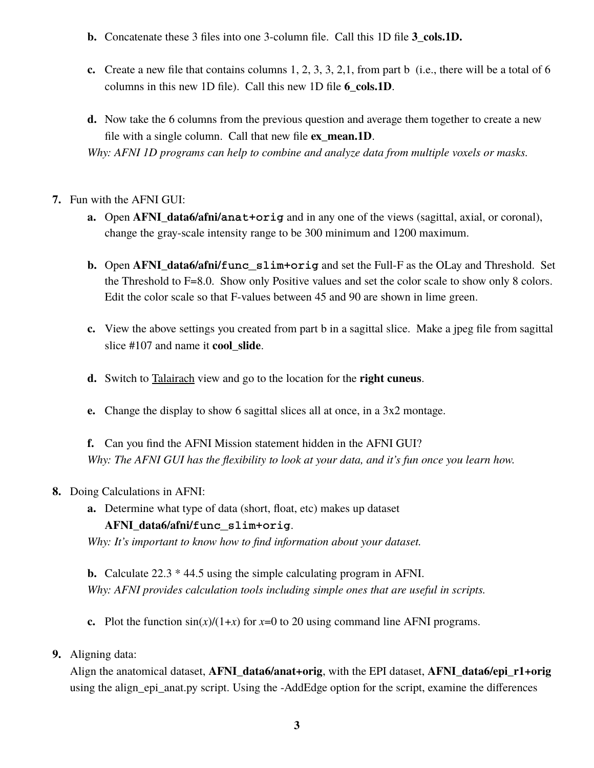**b.** Concatenate these 3 files into one 3-column file. Call this 1D file **3_cols.1D.**

**c.** Create a new file that contains columns 1, 2, 3, 3, 2,1, from part b (i.e., there will be a total of 6 columns in this new 1D file). Call this new 1D file **6_cols.1D**.

**d.** Now take the 6 columns from the previous question and average them together to create a new file with a single column. Call that new file **ex_mean.1D**.

*Why: AFNI 1D programs can help to combine and analyze data from multiple voxels or masks.*

**7.** Fun with the AFNI GUI:

**a.** Open **AFNI_data6/afni/`anat+orig`** and in any one of the views (sagittal, axial, or coronal), change the gray-scale intensity range to be 300 minimum and 1200 maximum.

**b.** Open **AFNI_data6/afni/`func_slim+orig`** and set the Full-F as the OLay and Threshold. Set the Threshold to F=8.0. Show only Positive values and set the color scale to show only 8 colors. Edit the color scale so that F-values between 45 and 90 are shown in lime green.

**c.** View the above settings you created from part b in a sagittal slice. Make a jpeg file from sagittal slice #107 and name it **cool_slide**.

**d.** Switch to Talairach view and go to the location for the **right cuneus**.

**e.** Change the display to show 6 sagittal slices all at once, in a 3x2 montage.

**f.** Can you find the AFNI Mission statement hidden in the AFNI GUI?

*Why: The AFNI GUI has the flexibility to look at your data, and it's fun once you learn how.*

**8.** Doing Calculations in AFNI:

**a.** Determine what type of data (short, float, etc) makes up dataset **AFNI_data6/afni/`func_slim+orig`**.

*Why: It's important to know how to find information about your dataset.*

**b.** Calculate 22.3 * 44.5 using the simple calculating program in AFNI.

*Why: AFNI provides calculation tools including simple ones that are useful in scripts.*

**c.** Plot the function $\sin(x)/(1+x)$ for $x$=0 to 20 using command line AFNI programs.

**9.** Aligning data:

Align the anatomical dataset, **AFNI_data6/anat+orig**, with the EPI dataset, **AFNI_data6/epi_r1+orig** using the align_epi_anat.py script. Using the -AddEdge option for the script, examine the differences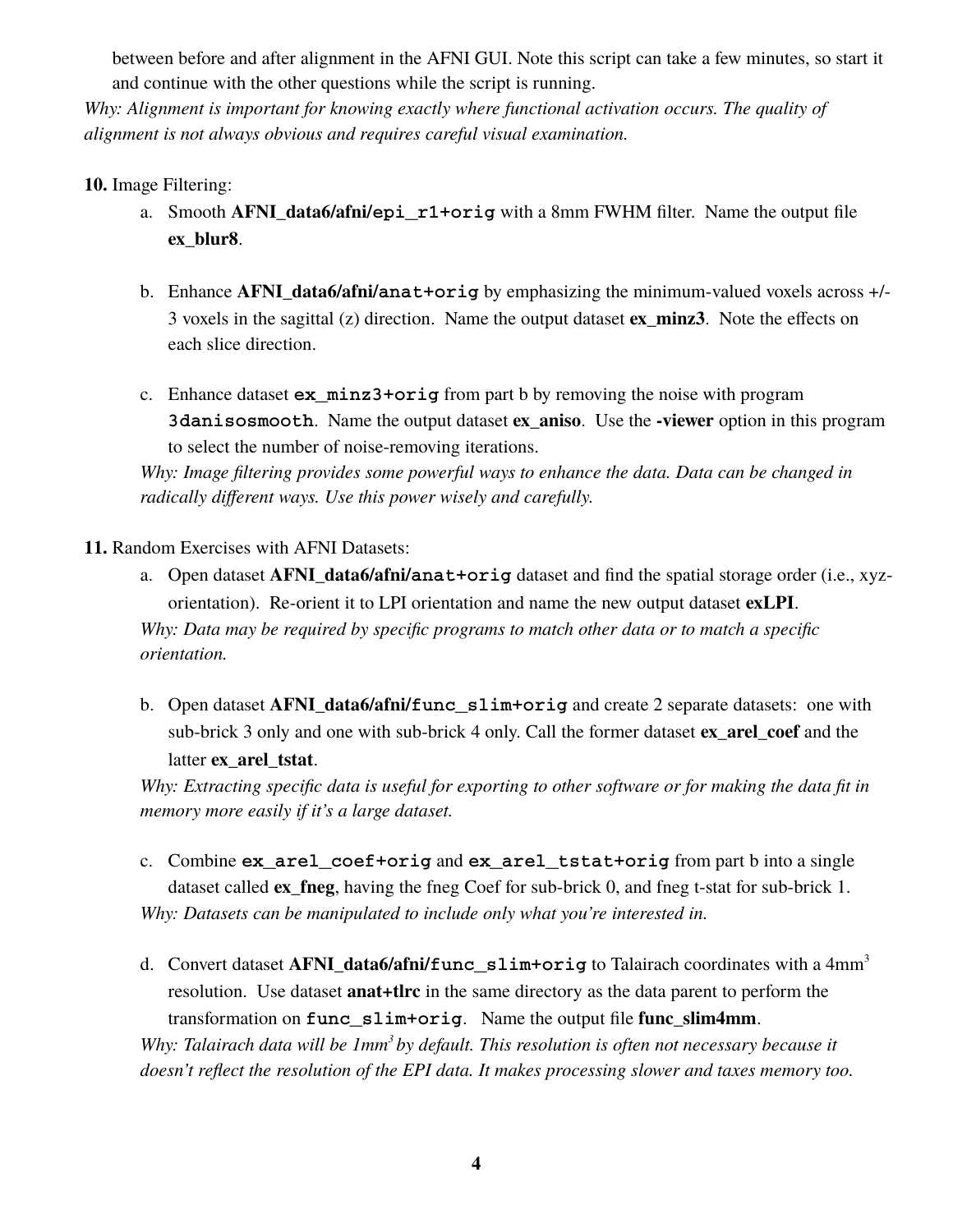between before and after alignment in the AFNI GUI. Note this script can take a few minutes, so start it and continue with the other questions while the script is running.

*Why: Alignment is important for knowing exactly where functional activation occurs. The quality of alignment is not always obvious and requires careful visual examination.*

**10.** Image Filtering:

a. Smooth **AFNI_data6/afni/`epi_r1+orig`** with a 8mm FWHM filter. Name the output file **ex_blur8**.

b. Enhance **AFNI_data6/afni/`anat+orig`** by emphasizing the minimum-valued voxels across +/- 3 voxels in the sagittal (z) direction. Name the output dataset **ex_minz3**. Note the effects on each slice direction.

c. Enhance dataset **`ex_minz3+orig`** from part b by removing the noise with program `3danisosmooth`. Name the output dataset **ex_aniso**. Use the **-viewer** option in this program to select the number of noise-removing iterations.

*Why: Image filtering provides some powerful ways to enhance the data. Data can be changed in radically different ways. Use this power wisely and carefully.*

**11.** Random Exercises with AFNI Datasets:

a. Open dataset **AFNI_data6/afni/`anat+orig`** dataset and find the spatial storage order (i.e., xyz-orientation). Re-orient it to LPI orientation and name the new output dataset **exLPI**.

*Why: Data may be required by specific programs to match other data or to match a specific orientation.*

b. Open dataset **AFNI_data6/afni/`func_slim+orig`** and create 2 separate datasets: one with sub-brick 3 only and one with sub-brick 4 only. Call the former dataset **ex_arel_coef** and the latter **ex_arel_tstat**.

*Why: Extracting specific data is useful for exporting to other software or for making the data fit in memory more easily if it's a large dataset.*

c. Combine **`ex_arel_coef+orig`** and **`ex_arel_tstat+orig`** from part b into a single dataset called **ex_fneg**, having the fneg Coef for sub-brick 0, and fneg t-stat for sub-brick 1.

*Why: Datasets can be manipulated to include only what you're interested in.*

d. Convert dataset **AFNI_data6/afni/`func_slim+orig`** to Talairach coordinates with a 4mm$^3$ resolution. Use dataset **anat+tlrc** in the same directory as the data parent to perform the transformation on `func_slim+orig`. Name the output file **func_slim4mm**.

*Why: Talairach data will be 1mm$^3$ by default. This resolution is often not necessary because it doesn't reflect the resolution of the EPI data. It makes processing slower and taxes memory too.*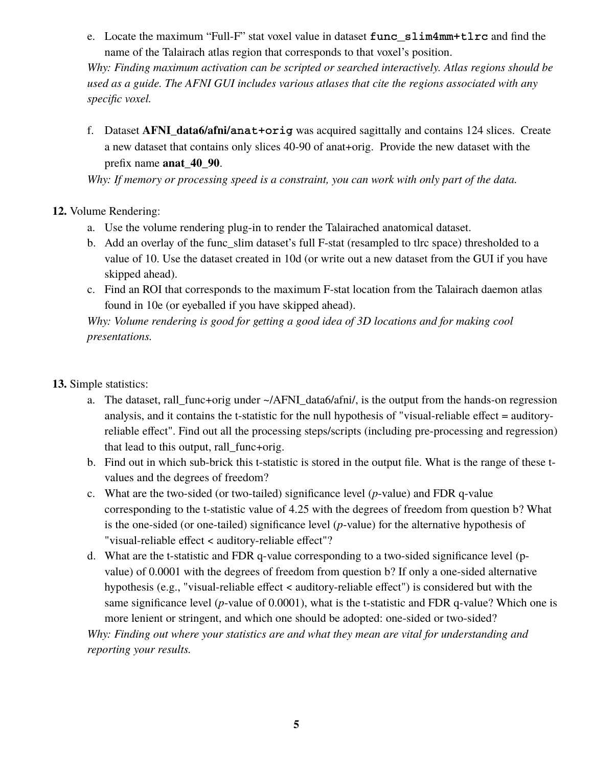e. Locate the maximum "Full-F" stat voxel value in dataset `func_slim4mm+tlrc` and find the name of the Talairach atlas region that corresponds to that voxel's position.

*Why: Finding maximum activation can be scripted or searched interactively. Atlas regions should be used as a guide. The AFNI GUI includes various atlases that cite the regions associated with any specific voxel.*

f. Dataset **AFNI_data6/afni/`anat+orig`** was acquired sagittally and contains 124 slices. Create a new dataset that contains only slices 40-90 of anat+orig. Provide the new dataset with the prefix name **anat_40_90**.

*Why: If memory or processing speed is a constraint, you can work with only part of the data.*

**12.** Volume Rendering:

a. Use the volume rendering plug-in to render the Talairached anatomical dataset.
b. Add an overlay of the func_slim dataset's full F-stat (resampled to tlrc space) thresholded to a value of 10. Use the dataset created in 10d (or write out a new dataset from the GUI if you have skipped ahead).
c. Find an ROI that corresponds to the maximum F-stat location from the Talairach daemon atlas found in 10e (or eyeballed if you have skipped ahead).

*Why: Volume rendering is good for getting a good idea of 3D locations and for making cool presentations.*

**13.** Simple statistics:

a. The dataset, rall_func+orig under ~/AFNI_data6/afni/, is the output from the hands-on regression analysis, and it contains the t-statistic for the null hypothesis of "visual-reliable effect = auditory-reliable effect". Find out all the processing steps/scripts (including pre-processing and regression) that lead to this output, rall_func+orig.
b. Find out in which sub-brick this t-statistic is stored in the output file. What is the range of these t-values and the degrees of freedom?
c. What are the two-sided (or two-tailed) significance level (*p*-value) and FDR q-value corresponding to the t-statistic value of 4.25 with the degrees of freedom from question b? What is the one-sided (or one-tailed) significance level (*p*-value) for the alternative hypothesis of "visual-reliable effect < auditory-reliable effect"?
d. What are the t-statistic and FDR q-value corresponding to a two-sided significance level (p-value) of 0.0001 with the degrees of freedom from question b? If only a one-sided alternative hypothesis (e.g., "visual-reliable effect < auditory-reliable effect") is considered but with the same significance level (*p*-value of 0.0001), what is the t-statistic and FDR q-value? Which one is more lenient or stringent, and which one should be adopted: one-sided or two-sided?

*Why: Finding out where your statistics are and what they mean are vital for understanding and reporting your results.*